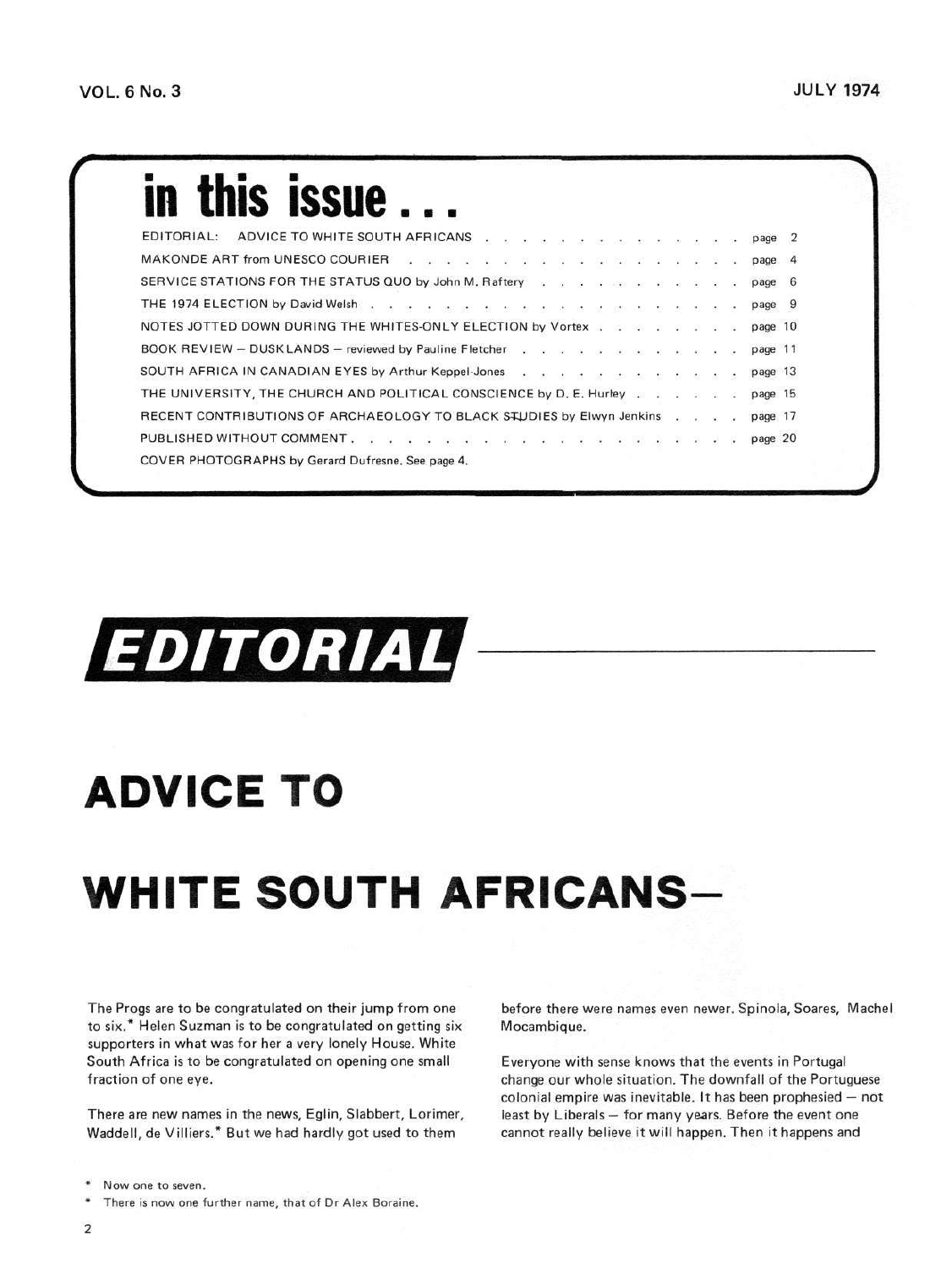# in this issue . . .

EDITORIAL: ADVICE TO WHITE SOUTH AFRICANS . . . . . . . . . . . . . . . . page 2

MAKONDE ART from UNESCO COURIER . . . . . . . . . . . . . . . . . . . . page 4

SERVICE STATIONS FOR THE STATUS QUO by John M. Raftery . . . . . . . . . . . page 6

THE 1974 ELECTION by David Welsh . . . . . . . . . . . . . . . . . . . . . page 9

NOTES JOTTED DOWN DURING THE WHITES-ONLY ELECTION by Vortex . . . . . . . . page 10

BOOK REVIEW — DUSKLANDS — reviewed by Pauline Fletcher . . . . . . . . . . . page 11

SOUTH AFRICA IN CANADIAN EYES by Arthur Keppel-Jones . . . . . . . . . . . . page 13

THE UNIVERSITY, THE CHURCH AND POLITICAL CONSCIENCE by D. E. Hurley . . . . . . page 15

RECENT CONTRIBUTIONS OF ARCHAEOLOGY TO BLACK STUDIES by Elwyn Jenkins . . . . page 17

PUBLISHED WITHOUT COMMENT . . . . . . . . . . . . . . . . . . . . . . . page 20

COVER PHOTOGRAPHS by Gerard Dufresne. See page 4.

# EDITORIAL

# ADVICE TO WHITE SOUTH AFRICANS—

The Progs are to be congratulated on their jump from one to six.* Helen Suzman is to be congratulated on getting six supporters in what was for her a very lonely House. White South Africa is to be congratulated on opening one small fraction of one eye.

There are new names in the news, Eglin, Slabbert, Lorimer, Waddell, de Villiers.* But we had hardly got used to them before there were names even newer. Spinola, Soares, Machel Mocambique.

Everyone with sense knows that the events in Portugal change our whole situation. The downfall of the Portuguese colonial empire was inevitable. It has been prophesied — not least by Liberals — for many years. Before the event one cannot really believe it will happen. Then it happens and

\* Now one to seven.

\* There is now one further name, that of Dr Alex Boraine.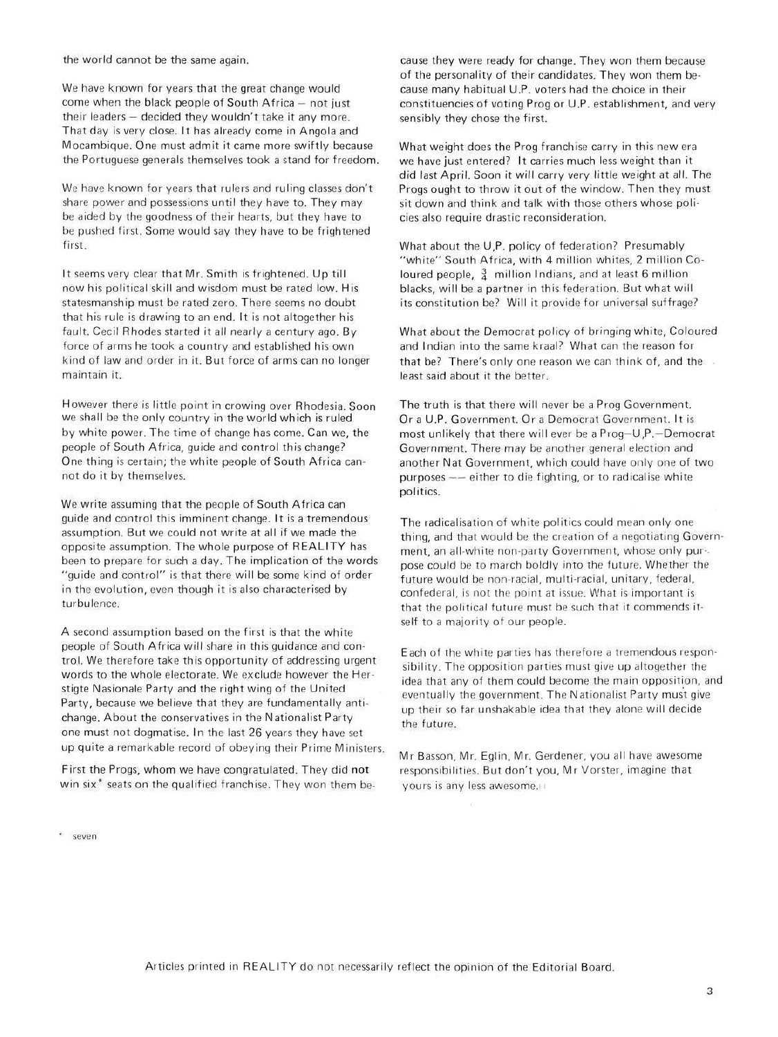the world cannot be the same again.

We have known for years that the great change would come when the black people of South Africa — not just their leaders — decided they wouldn't take it any more. That day is very close. It has already come in Angola and Mocambique. One must admit it came more swiftly because the Portuguese generals themselves took a stand for freedom.

We have known for years that rulers and ruling classes don't share power and possessions until they have to. They may be aided by the goodness of their hearts, but they have to be pushed first. Some would say they have to be frightened first.

It seems very clear that Mr. Smith is frightened. Up till now his political skill and wisdom must be rated low. His statesmanship must be rated zero. There seems no doubt that his rule is drawing to an end. It is not altogether his fault. Cecil Rhodes started it all nearly a century ago. By force of arms he took a country and established his own kind of law and order in it. But force of arms can no longer maintain it.

However there is little point in crowing over Rhodesia. Soon we shall be the only country in the world which is ruled by white power. The time of change has come. Can we, the people of South Africa, guide and control this change? One thing is certain; the white people of South Africa cannot do it by themselves.

We write assuming that the people of South Africa can guide and control this imminent change. It is a tremendous assumption. But we could not write at all if we made the opposite assumption. The whole purpose of REALITY has been to prepare for such a day. The implication of the words "guide and control" is that there will be some kind of order in the evolution, even though it is also characterised by turbulence.

A second assumption based on the first is that the white people of South Africa will share in this guidance and control. We therefore take this opportunity of addressing urgent words to the whole electorate. We exclude however the Herstigte Nasionale Party and the right wing of the United Party, because we believe that they are fundamentally anti-change. About the conservatives in the Nationalist Party one must not dogmatise. In the last 26 years they have set up quite a remarkable record of obeying their Prime Ministers.

First the Progs, whom we have congratulated. They did **not** win six* seats on the qualified franchise. They won them because they were ready for change. They won them because of the personality of their candidates. They won them because many habitual U.P. voters had the choice in their constituencies of voting Prog or U.P. establishment, and very sensibly they chose the first.

What weight does the Prog franchise carry in this new era we have just entered? It carries much less weight than it did last April. Soon it will carry very little weight at all. The Progs ought to throw it out of the window. Then they must sit down and think and talk with those others whose policies also require drastic reconsideration.

What about the U.P. policy of federation? Presumably "white" South Africa, with 4 million whites, 2 million Coloured people, $\frac{3}{4}$ million Indians, and at least 6 million blacks, will be a partner in this federation. But what will its constitution be? Will it provide for universal suffrage?

What about the Democrat policy of bringing white, Coloured and Indian into the same kraal? What can the reason for that be? There's only one reason we can think of, and the least said about it the better.

The truth is that there will never be a Prog Government. Or a U.P. Government. Or a Democrat Government. It is most unlikely that there will ever be a Prog–U.P.–Democrat Government. There may be another general election and another Nat Government, which could have only one of two purposes — either to die fighting, or to radicalise white politics.

The radicalisation of white politics could mean only one thing, and that would be the creation of a negotiating Government, an all-white non-party Government, whose only purpose could be to march boldly into the future. Whether the future would be non-racial, multi-racial, unitary, federal, confederal, is not the point at issue. What is important is that the political future must be such that it commends itself to a majority of our people.

Each of the white parties has therefore a tremendous responsibility. The opposition parties must give up altogether the idea that any of them could become the main opposition, and eventually the government. The Nationalist Party must give up their so far unshakable idea that they alone will decide the future.

Mr Basson, Mr. Eglin, Mr. Gerdener, you all have awesome responsibilities. But don't you, Mr Vorster, imagine that yours is any less awesome.□

\* seven

Articles printed in REALITY do not necessarily reflect the opinion of the Editorial Board.